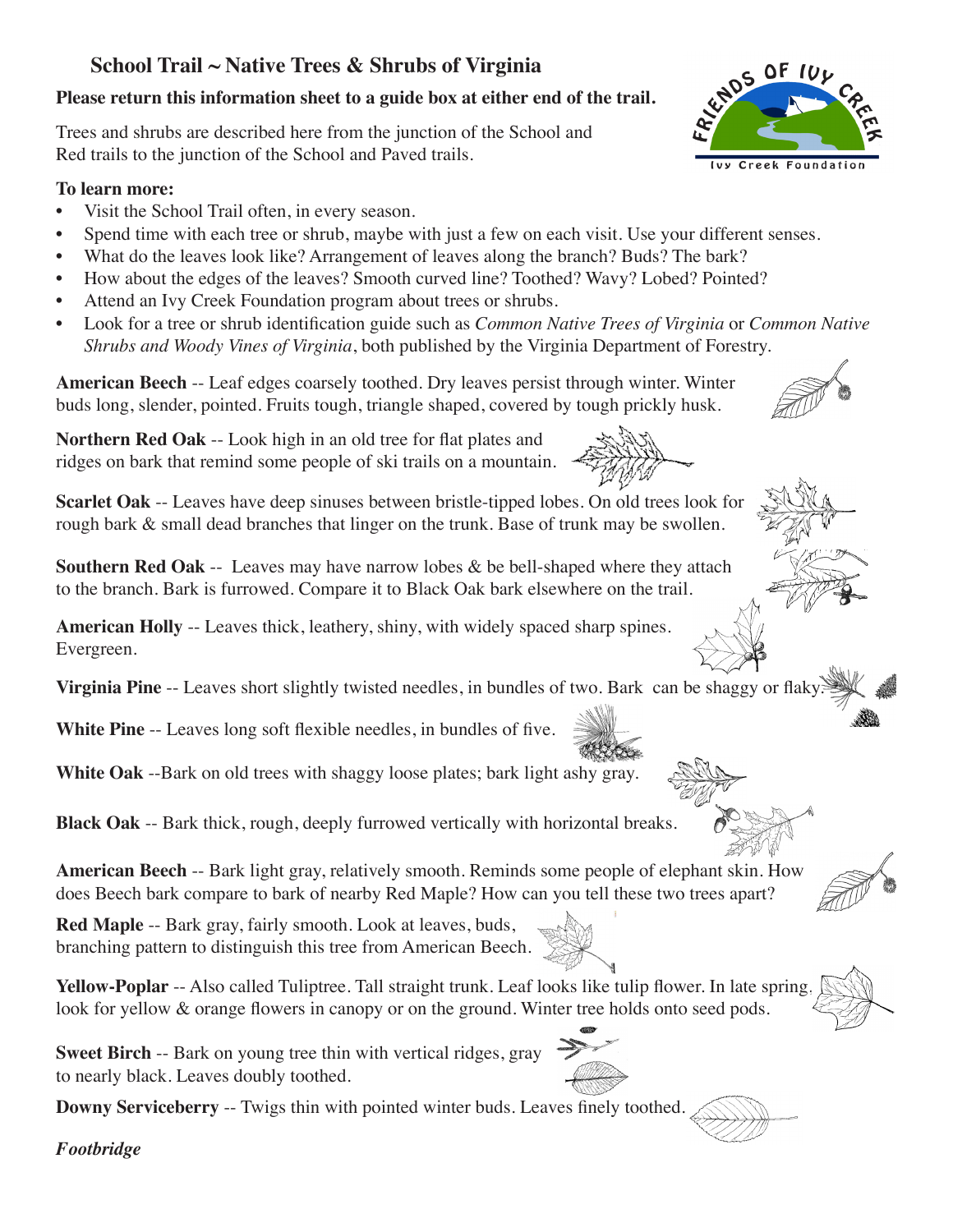# School Trail ~ Native Trees & Shrubs of Virginia

**Please return this information sheet to a guide box at either end of the trail.**

Trees and shrubs are described here from the junction of the School and Red trails to the junction of the School and Paved trails.

**To learn more:**

- Visit the School Trail often, in every season.
- Spend time with each tree or shrub, maybe with just a few on each visit. Use your different senses.
- What do the leaves look like? Arrangement of leaves along the branch? Buds? The bark?
- How about the edges of the leaves? Smooth curved line? Toothed? Wavy? Lobed? Pointed?
- Attend an Ivy Creek Foundation program about trees or shrubs.
- Look for a tree or shrub identification guide such as *Common Native Trees of Virginia* or *Common Native Shrubs and Woody Vines of Virginia*, both published by the Virginia Department of Forestry.

**American Beech** -- Leaf edges coarsely toothed. Dry leaves persist through winter. Winter buds long, slender, pointed. Fruits tough, triangle shaped, covered by tough prickly husk.

**Northern Red Oak** -- Look high in an old tree for flat plates and ridges on bark that remind some people of ski trails on a mountain.

**Scarlet Oak** -- Leaves have deep sinuses between bristle-tipped lobes. On old trees look for rough bark & small dead branches that linger on the trunk. Base of trunk may be swollen.

**Southern Red Oak** -- Leaves may have narrow lobes & be bell-shaped where they attach to the branch. Bark is furrowed. Compare it to Black Oak bark elsewhere on the trail.

**American Holly** -- Leaves thick, leathery, shiny, with widely spaced sharp spines. Evergreen.

**Virginia Pine** -- Leaves short slightly twisted needles, in bundles of two. Bark can be shaggy or flaky.

**White Pine** -- Leaves long soft flexible needles, in bundles of five.

**White Oak** --Bark on old trees with shaggy loose plates; bark light ashy gray.

**Black Oak** -- Bark thick, rough, deeply furrowed vertically with horizontal breaks.

**American Beech** -- Bark light gray, relatively smooth. Reminds some people of elephant skin. How does Beech bark compare to bark of nearby Red Maple? How can you tell these two trees apart?

**Red Maple** -- Bark gray, fairly smooth. Look at leaves, buds, branching pattern to distinguish this tree from American Beech.

**Yellow-Poplar** -- Also called Tuliptree. Tall straight trunk. Leaf looks like tulip flower. In late spring, look for yellow & orange flowers in canopy or on the ground. Winter tree holds onto seed pods.

**Sweet Birch** -- Bark on young tree thin with vertical ridges, gray to nearly black. Leaves doubly toothed.

**Downy Serviceberry** -- Twigs thin with pointed winter buds. Leaves finely toothed.

***Footbridge***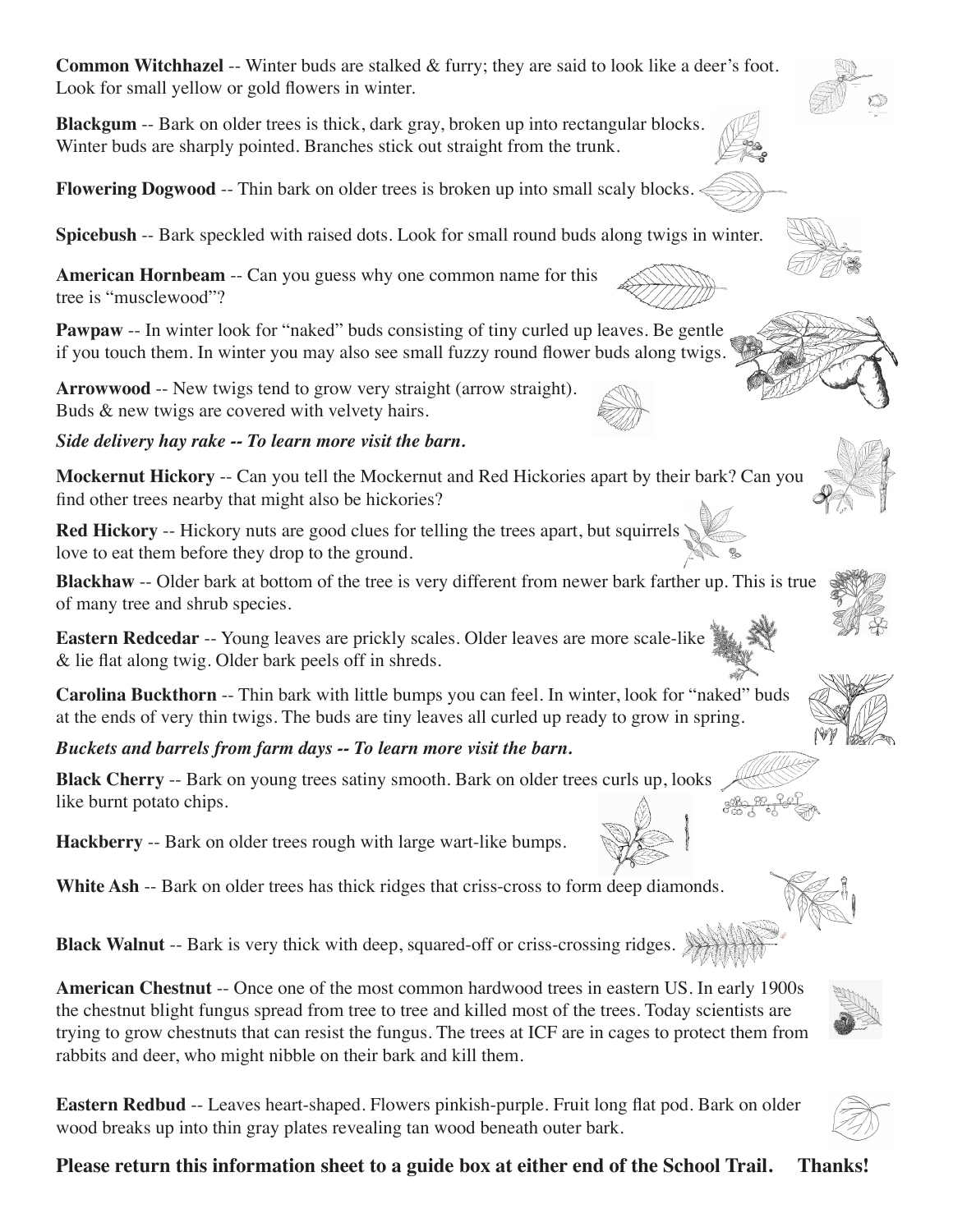**Common Witchhazel** -- Winter buds are stalked & furry; they are said to look like a deer's foot. Look for small yellow or gold flowers in winter.

**Blackgum** -- Bark on older trees is thick, dark gray, broken up into rectangular blocks. Winter buds are sharply pointed. Branches stick out straight from the trunk.

**Flowering Dogwood** -- Thin bark on older trees is broken up into small scaly blocks.

**Spicebush** -- Bark speckled with raised dots. Look for small round buds along twigs in winter.

**American Hornbeam** -- Can you guess why one common name for this tree is "musclewood"?

**Pawpaw** -- In winter look for "naked" buds consisting of tiny curled up leaves. Be gentle if you touch them. In winter you may also see small fuzzy round flower buds along twigs.

**Arrowwood** -- New twigs tend to grow very straight (arrow straight). Buds & new twigs are covered with velvety hairs.

***Side delivery hay rake -- To learn more visit the barn.***

**Mockernut Hickory** -- Can you tell the Mockernut and Red Hickories apart by their bark? Can you find other trees nearby that might also be hickories?

**Red Hickory** -- Hickory nuts are good clues for telling the trees apart, but squirrels love to eat them before they drop to the ground.

**Blackhaw** -- Older bark at bottom of the tree is very different from newer bark farther up. This is true of many tree and shrub species.

**Eastern Redcedar** -- Young leaves are prickly scales. Older leaves are more scale-like & lie flat along twig. Older bark peels off in shreds.

**Carolina Buckthorn** -- Thin bark with little bumps you can feel. In winter, look for "naked" buds at the ends of very thin twigs. The buds are tiny leaves all curled up ready to grow in spring.

***Buckets and barrels from farm days -- To learn more visit the barn.***

**Black Cherry** -- Bark on young trees satiny smooth. Bark on older trees curls up, looks like burnt potato chips.

**Hackberry** -- Bark on older trees rough with large wart-like bumps.

**White Ash** -- Bark on older trees has thick ridges that criss-cross to form deep diamonds.

**Black Walnut** -- Bark is very thick with deep, squared-off or criss-crossing ridges.

**American Chestnut** -- Once one of the most common hardwood trees in eastern US. In early 1900s the chestnut blight fungus spread from tree to tree and killed most of the trees. Today scientists are trying to grow chestnuts that can resist the fungus. The trees at ICF are in cages to protect them from rabbits and deer, who might nibble on their bark and kill them.

**Eastern Redbud** -- Leaves heart-shaped. Flowers pinkish-purple. Fruit long flat pod. Bark on older wood breaks up into thin gray plates revealing tan wood beneath outer bark.

**Please return this information sheet to a guide box at either end of the School Trail. Thanks!**